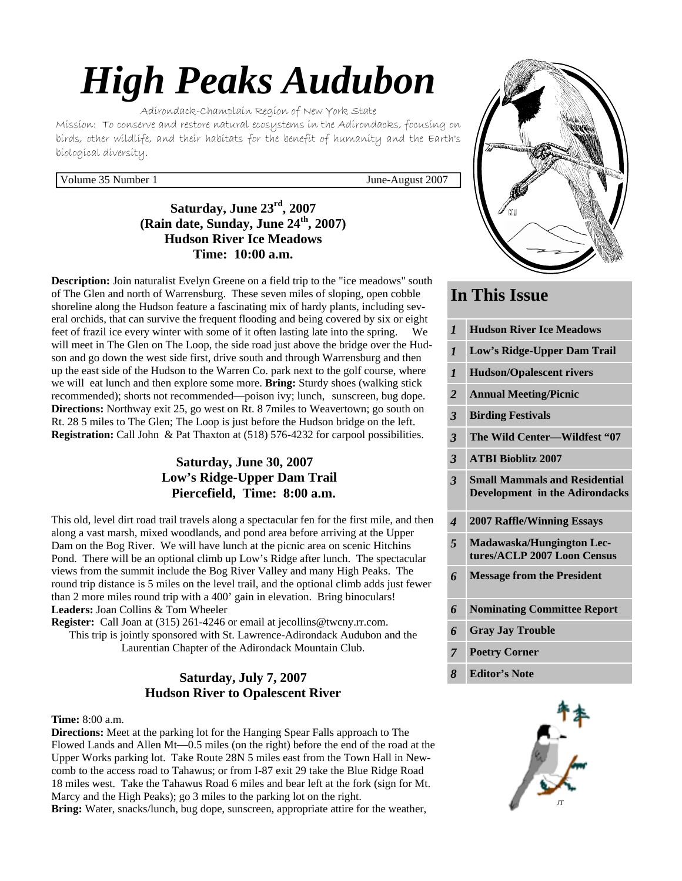# High Peaks Audubon

Adirondack-Champlain Region of New York State

Mission: To conserve and restore natural ecosystems in the Adirondacks, focusing on birds, other wildlife, and their habitats for the benefit of humanity and the Earth's biological diversity.

Volume 35 Number 1 June-August 2007

## In This Issue

| | |
|---|---|
| *1* | **Hudson River Ice Meadows** |
| *1* | **Low's Ridge-Upper Dam Trail** |
| *1* | **Hudson/Opalescent rivers** |
| *2* | **Annual Meeting/Picnic** |
| *3* | **Birding Festivals** |
| *3* | **The Wild Center—Wildfest "07** |
| *3* | **ATBI Bioblitz 2007** |
| *3* | **Small Mammals and Residential Development in the Adirondacks** |
| *4* | **2007 Raffle/Winning Essays** |
| *5* | **Madawaska/Hungington Lectures/ACLP 2007 Loon Census** |
| *6* | **Message from the President** |
| *6* | **Nominating Committee Report** |
| *6* | **Gray Jay Trouble** |
| *7* | **Poetry Corner** |
| *8* | **Editor's Note** |

### Saturday, June 23rd, 2007
### (Rain date, Sunday, June 24th, 2007)
### Hudson River Ice Meadows
### Time: 10:00 a.m.

**Description:** Join naturalist Evelyn Greene on a field trip to the "ice meadows" south of The Glen and north of Warrensburg. These seven miles of sloping, open cobble shoreline along the Hudson feature a fascinating mix of hardy plants, including several orchids, that can survive the frequent flooding and being covered by six or eight feet of frazil ice every winter with some of it often lasting late into the spring. We will meet in The Glen on The Loop, the side road just above the bridge over the Hudson and go down the west side first, drive south and through Warrensburg and then up the east side of the Hudson to the Warren Co. park next to the golf course, where we will eat lunch and then explore some more. **Bring:** Sturdy shoes (walking stick recommended); shorts not recommended—poison ivy; lunch, sunscreen, bug dope. **Directions:** Northway exit 25, go west on Rt. 8 7miles to Weavertown; go south on Rt. 28 5 miles to The Glen; The Loop is just before the Hudson bridge on the left. **Registration:** Call John & Pat Thaxton at (518) 576-4232 for carpool possibilities.

### Saturday, June 30, 2007
### Low's Ridge-Upper Dam Trail
### Piercefield, Time: 8:00 a.m.

This old, level dirt road trail travels along a spectacular fen for the first mile, and then along a vast marsh, mixed woodlands, and pond area before arriving at the Upper Dam on the Bog River. We will have lunch at the picnic area on scenic Hitchins Pond. There will be an optional climb up Low's Ridge after lunch. The spectacular views from the summit include the Bog River Valley and many High Peaks. The round trip distance is 5 miles on the level trail, and the optional climb adds just fewer than 2 more miles round trip with a 400' gain in elevation. Bring binoculars!
**Leaders:** Joan Collins & Tom Wheeler
**Register:** Call Joan at (315) 261-4246 or email at jecollins@twcny.rr.com.
This trip is jointly sponsored with St. Lawrence-Adirondack Audubon and the Laurentian Chapter of the Adirondack Mountain Club.

### Saturday, July 7, 2007
### Hudson River to Opalescent River

**Time:** 8:00 a.m.
**Directions:** Meet at the parking lot for the Hanging Spear Falls approach to The Flowed Lands and Allen Mt—0.5 miles (on the right) before the end of the road at the Upper Works parking lot. Take Route 28N 5 miles east from the Town Hall in Newcomb to the access road to Tahawus; or from I-87 exit 29 take the Blue Ridge Road 18 miles west. Take the Tahawus Road 6 miles and bear left at the fork (sign for Mt. Marcy and the High Peaks); go 3 miles to the parking lot on the right.
**Bring:** Water, snacks/lunch, bug dope, sunscreen, appropriate attire for the weather,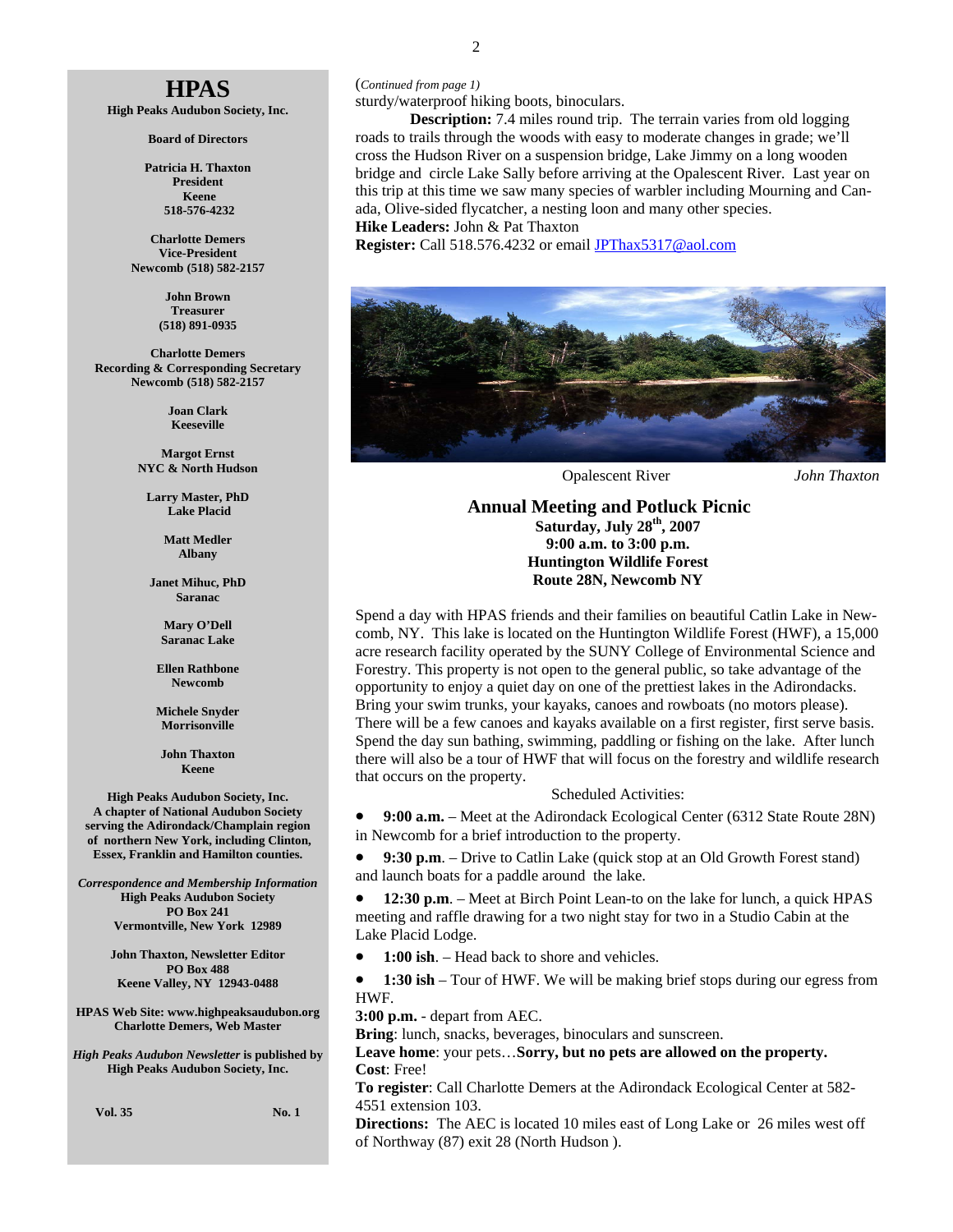# HPAS

**High Peaks Audubon Society, Inc.**

**Board of Directors**

**Patricia H. Thaxton**
**President**
**Keene**
**518-576-4232**

**Charlotte Demers**
**Vice-President**
**Newcomb (518) 582-2157**

**John Brown**
**Treasurer**
**(518) 891-0935**

**Charlotte Demers**
**Recording & Corresponding Secretary**
**Newcomb (518) 582-2157**

**Joan Clark**
**Keeseville**

**Margot Ernst**
**NYC & North Hudson**

**Larry Master, PhD**
**Lake Placid**

**Matt Medler**
**Albany**

**Janet Mihuc, PhD**
**Saranac**

**Mary O'Dell**
**Saranac Lake**

**Ellen Rathbone**
**Newcomb**

**Michele Snyder**
**Morrisonville**

**John Thaxton**
**Keene**

**High Peaks Audubon Society, Inc. A chapter of National Audubon Society serving the Adirondack/Champlain region of northern New York, including Clinton, Essex, Franklin and Hamilton counties.**

***Correspondence and Membership Information***
**High Peaks Audubon Society**
**PO Box 241**
**Vermontville, New York 12989**

**John Thaxton, Newsletter Editor**
**PO Box 488**
**Keene Valley, NY 12943-0488**

**HPAS Web Site: www.highpeaksaudubon.org**
**Charlotte Demers, Web Master**

***High Peaks Audubon Newsletter* is published by High Peaks Audubon Society, Inc.**

**Vol. 35 No. 1**

(*Continued from page 1)*

sturdy/waterproof hiking boots, binoculars.

**Description:** 7.4 miles round trip. The terrain varies from old logging roads to trails through the woods with easy to moderate changes in grade; we'll cross the Hudson River on a suspension bridge, Lake Jimmy on a long wooden bridge and circle Lake Sally before arriving at the Opalescent River. Last year on this trip at this time we saw many species of warbler including Mourning and Canada, Olive-sided flycatcher, a nesting loon and many other species.

**Hike Leaders:** John & Pat Thaxton

**Register:** Call 518.576.4232 or email JPThax5317@aol.com

Opalescent River *John Thaxton*

## Annual Meeting and Potluck Picnic

**Saturday, July 28th, 2007**
**9:00 a.m. to 3:00 p.m.**
**Huntington Wildlife Forest**
**Route 28N, Newcomb NY**

Spend a day with HPAS friends and their families on beautiful Catlin Lake in Newcomb, NY. This lake is located on the Huntington Wildlife Forest (HWF), a 15,000 acre research facility operated by the SUNY College of Environmental Science and Forestry. This property is not open to the general public, so take advantage of the opportunity to enjoy a quiet day on one of the prettiest lakes in the Adirondacks. Bring your swim trunks, your kayaks, canoes and rowboats (no motors please). There will be a few canoes and kayaks available on a first register, first serve basis. Spend the day sun bathing, swimming, paddling or fishing on the lake. After lunch there will also be a tour of HWF that will focus on the forestry and wildlife research that occurs on the property.

Scheduled Activities:

- **9:00 a.m.** – Meet at the Adirondack Ecological Center (6312 State Route 28N) in Newcomb for a brief introduction to the property.
- **9:30 p.m**. – Drive to Catlin Lake (quick stop at an Old Growth Forest stand) and launch boats for a paddle around the lake.
- **12:30 p.m**. – Meet at Birch Point Lean-to on the lake for lunch, a quick HPAS meeting and raffle drawing for a two night stay for two in a Studio Cabin at the Lake Placid Lodge.
- **1:00 ish**. – Head back to shore and vehicles.
- **1:30 ish** – Tour of HWF. We will be making brief stops during our egress from HWF.

**3:00 p.m.** - depart from AEC.

**Bring**: lunch, snacks, beverages, binoculars and sunscreen.

**Leave home**: your pets…**Sorry, but no pets are allowed on the property.**

**Cost**: Free!

**To register**: Call Charlotte Demers at the Adirondack Ecological Center at 582-4551 extension 103.

**Directions:** The AEC is located 10 miles east of Long Lake or 26 miles west off of Northway (87) exit 28 (North Hudson ).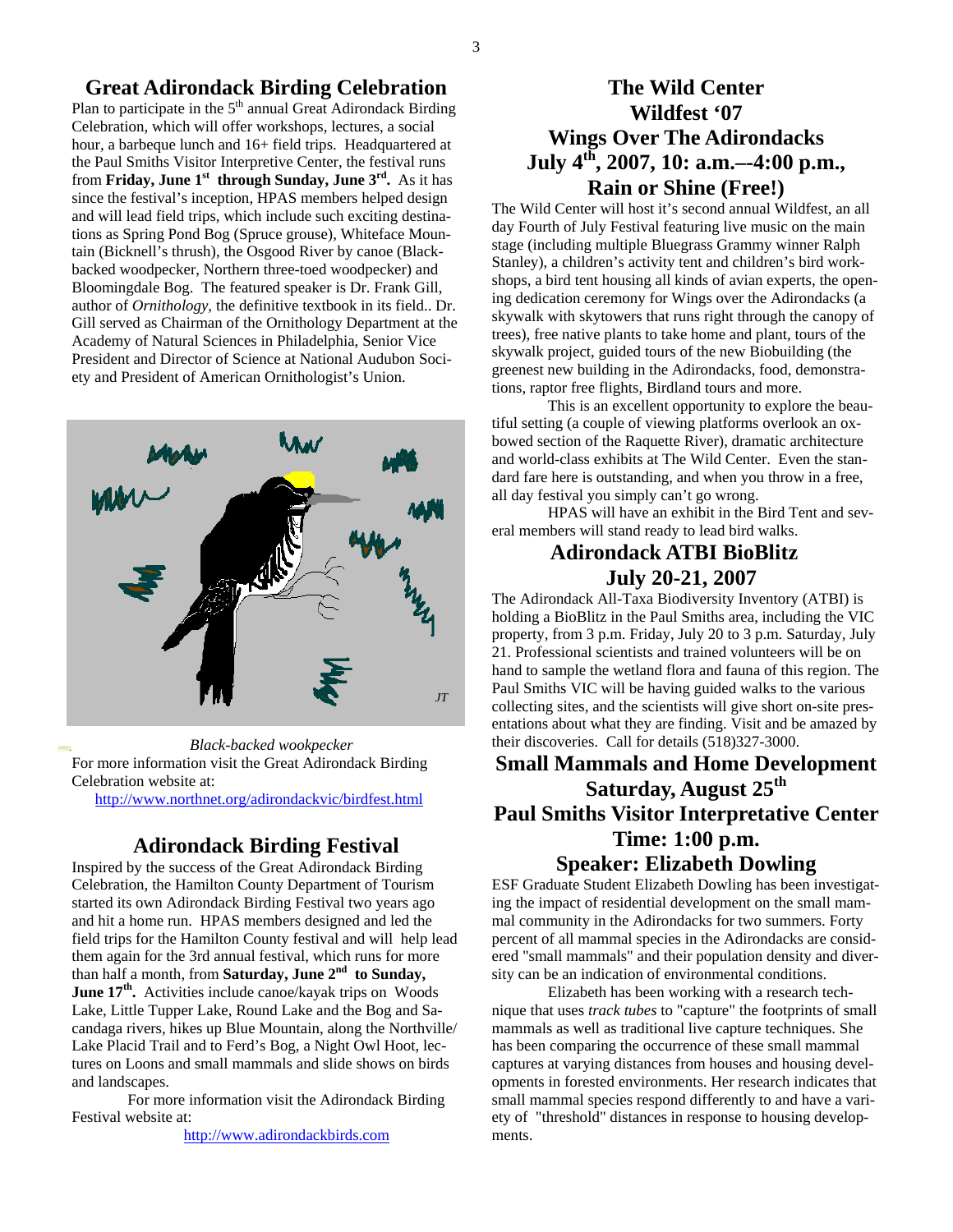## Great Adirondack Birding Celebration

Plan to participate in the 5th annual Great Adirondack Birding Celebration, which will offer workshops, lectures, a social hour, a barbeque lunch and 16+ field trips. Headquartered at the Paul Smiths Visitor Interpretive Center, the festival runs from **Friday, June 1st through Sunday, June 3rd.** As it has since the festival's inception, HPAS members helped design and will lead field trips, which include such exciting destinations as Spring Pond Bog (Spruce grouse), Whiteface Mountain (Bicknell's thrush), the Osgood River by canoe (Black-backed woodpecker, Northern three-toed woodpecker) and Bloomingdale Bog. The featured speaker is Dr. Frank Gill, author of *Ornithology*, the definitive textbook in its field.. Dr. Gill served as Chairman of the Ornithology Department at the Academy of Natural Sciences in Philadelphia, Senior Vice President and Director of Science at National Audubon Society and President of American Ornithologist's Union.

*Black-backed wookpecker*

For more information visit the Great Adirondack Birding Celebration website at:

http://www.northnet.org/adirondackvic/birdfest.html

## Adirondack Birding Festival

Inspired by the success of the Great Adirondack Birding Celebration, the Hamilton County Department of Tourism started its own Adirondack Birding Festival two years ago and hit a home run. HPAS members designed and led the field trips for the Hamilton County festival and will help lead them again for the 3rd annual festival, which runs for more than half a month, from **Saturday, June 2nd to Sunday, June 17th.** Activities include canoe/kayak trips on Woods Lake, Little Tupper Lake, Round Lake and the Bog and Sacandaga rivers, hikes up Blue Mountain, along the Northville/ Lake Placid Trail and to Ferd's Bog, a Night Owl Hoot, lectures on Loons and small mammals and slide shows on birds and landscapes.

For more information visit the Adirondack Birding Festival website at:

http://www.adirondackbirds.com

## The Wild Center Wildfest '07 Wings Over The Adirondacks July 4th, 2007, 10: a.m.–-4:00 p.m., Rain or Shine (Free!)

The Wild Center will host it's second annual Wildfest, an all day Fourth of July Festival featuring live music on the main stage (including multiple Bluegrass Grammy winner Ralph Stanley), a children's activity tent and children's bird workshops, a bird tent housing all kinds of avian experts, the opening dedication ceremony for Wings over the Adirondacks (a skywalk with skytowers that runs right through the canopy of trees), free native plants to take home and plant, tours of the skywalk project, guided tours of the new Biobuilding (the greenest new building in the Adirondacks, food, demonstrations, raptor free flights, Birdland tours and more.

This is an excellent opportunity to explore the beautiful setting (a couple of viewing platforms overlook an ox-bowed section of the Raquette River), dramatic architecture and world-class exhibits at The Wild Center. Even the standard fare here is outstanding, and when you throw in a free, all day festival you simply can't go wrong.

HPAS will have an exhibit in the Bird Tent and several members will stand ready to lead bird walks.

## Adirondack ATBI BioBlitz July 20-21, 2007

The Adirondack All-Taxa Biodiversity Inventory (ATBI) is holding a BioBlitz in the Paul Smiths area, including the VIC property, from 3 p.m. Friday, July 20 to 3 p.m. Saturday, July 21. Professional scientists and trained volunteers will be on hand to sample the wetland flora and fauna of this region. The Paul Smiths VIC will be having guided walks to the various collecting sites, and the scientists will give short on-site presentations about what they are finding. Visit and be amazed by their discoveries. Call for details (518)327-3000.

## Small Mammals and Home Development Saturday, August 25th Paul Smiths Visitor Interpretative Center Time: 1:00 p.m. Speaker: Elizabeth Dowling

ESF Graduate Student Elizabeth Dowling has been investigating the impact of residential development on the small mammal community in the Adirondacks for two summers. Forty percent of all mammal species in the Adirondacks are considered "small mammals" and their population density and diversity can be an indication of environmental conditions.

Elizabeth has been working with a research technique that uses *track tubes* to "capture" the footprints of small mammals as well as traditional live capture techniques. She has been comparing the occurrence of these small mammal captures at varying distances from houses and housing developments in forested environments. Her research indicates that small mammal species respond differently to and have a variety of "threshold" distances in response to housing developments.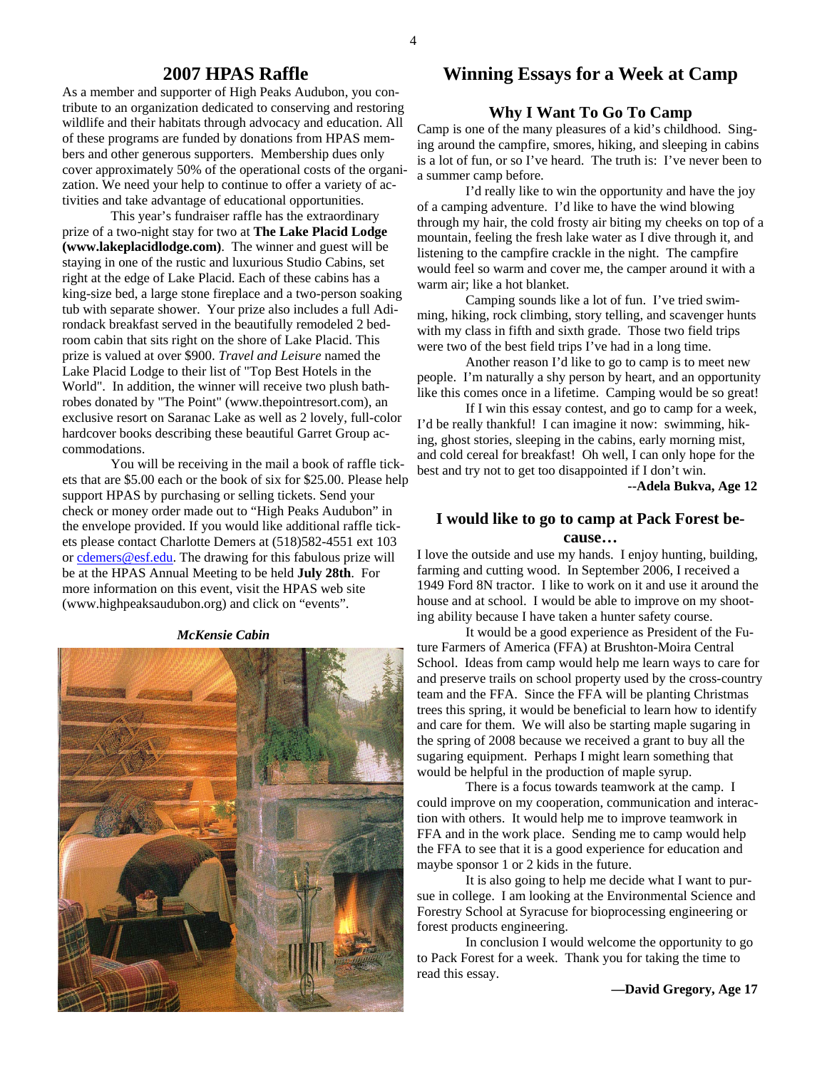## 2007 HPAS Raffle

As a member and supporter of High Peaks Audubon, you contribute to an organization dedicated to conserving and restoring wildlife and their habitats through advocacy and education. All of these programs are funded by donations from HPAS members and other generous supporters. Membership dues only cover approximately 50% of the operational costs of the organization. We need your help to continue to offer a variety of activities and take advantage of educational opportunities.

This year's fundraiser raffle has the extraordinary prize of a two-night stay for two at **The Lake Placid Lodge (www.lakeplacidlodge.com)**. The winner and guest will be staying in one of the rustic and luxurious Studio Cabins, set right at the edge of Lake Placid. Each of these cabins has a king-size bed, a large stone fireplace and a two-person soaking tub with separate shower. Your prize also includes a full Adirondack breakfast served in the beautifully remodeled 2 bedroom cabin that sits right on the shore of Lake Placid. This prize is valued at over $900. *Travel and Leisure* named the Lake Placid Lodge to their list of "Top Best Hotels in the World". In addition, the winner will receive two plush bathrobes donated by "The Point" (www.thepointresort.com), an exclusive resort on Saranac Lake as well as 2 lovely, full-color hardcover books describing these beautiful Garret Group accommodations.

You will be receiving in the mail a book of raffle tickets that are $5.00 each or the book of six for $25.00. Please help support HPAS by purchasing or selling tickets. Send your check or money order made out to "High Peaks Audubon" in the envelope provided. If you would like additional raffle tickets please contact Charlotte Demers at (518)582-4551 ext 103 or cdemers@esf.edu. The drawing for this fabulous prize will be at the HPAS Annual Meeting to be held **July 28th**. For more information on this event, visit the HPAS web site (www.highpeaksaudubon.org) and click on "events".

***McKensie Cabin***

## Winning Essays for a Week at Camp

### Why I Want To Go To Camp

Camp is one of the many pleasures of a kid's childhood. Singing around the campfire, smores, hiking, and sleeping in cabins is a lot of fun, or so I've heard. The truth is: I've never been to a summer camp before.

I'd really like to win the opportunity and have the joy of a camping adventure. I'd like to have the wind blowing through my hair, the cold frosty air biting my cheeks on top of a mountain, feeling the fresh lake water as I dive through it, and listening to the campfire crackle in the night. The campfire would feel so warm and cover me, the camper around it with a warm air; like a hot blanket.

Camping sounds like a lot of fun. I've tried swimming, hiking, rock climbing, story telling, and scavenger hunts with my class in fifth and sixth grade. Those two field trips were two of the best field trips I've had in a long time.

Another reason I'd like to go to camp is to meet new people. I'm naturally a shy person by heart, and an opportunity like this comes once in a lifetime. Camping would be so great!

If I win this essay contest, and go to camp for a week, I'd be really thankful! I can imagine it now: swimming, hiking, ghost stories, sleeping in the cabins, early morning mist, and cold cereal for breakfast! Oh well, I can only hope for the best and try not to get too disappointed if I don't win.

**--Adela Bukva, Age 12**

### I would like to go to camp at Pack Forest because…

I love the outside and use my hands. I enjoy hunting, building, farming and cutting wood. In September 2006, I received a 1949 Ford 8N tractor. I like to work on it and use it around the house and at school. I would be able to improve on my shooting ability because I have taken a hunter safety course.

It would be a good experience as President of the Future Farmers of America (FFA) at Brushton-Moira Central School. Ideas from camp would help me learn ways to care for and preserve trails on school property used by the cross-country team and the FFA. Since the FFA will be planting Christmas trees this spring, it would be beneficial to learn how to identify and care for them. We will also be starting maple sugaring in the spring of 2008 because we received a grant to buy all the sugaring equipment. Perhaps I might learn something that would be helpful in the production of maple syrup.

There is a focus towards teamwork at the camp. I could improve on my cooperation, communication and interaction with others. It would help me to improve teamwork in FFA and in the work place. Sending me to camp would help the FFA to see that it is a good experience for education and maybe sponsor 1 or 2 kids in the future.

It is also going to help me decide what I want to pursue in college. I am looking at the Environmental Science and Forestry School at Syracuse for bioprocessing engineering or forest products engineering.

In conclusion I would welcome the opportunity to go to Pack Forest for a week. Thank you for taking the time to read this essay.

**—David Gregory, Age 17**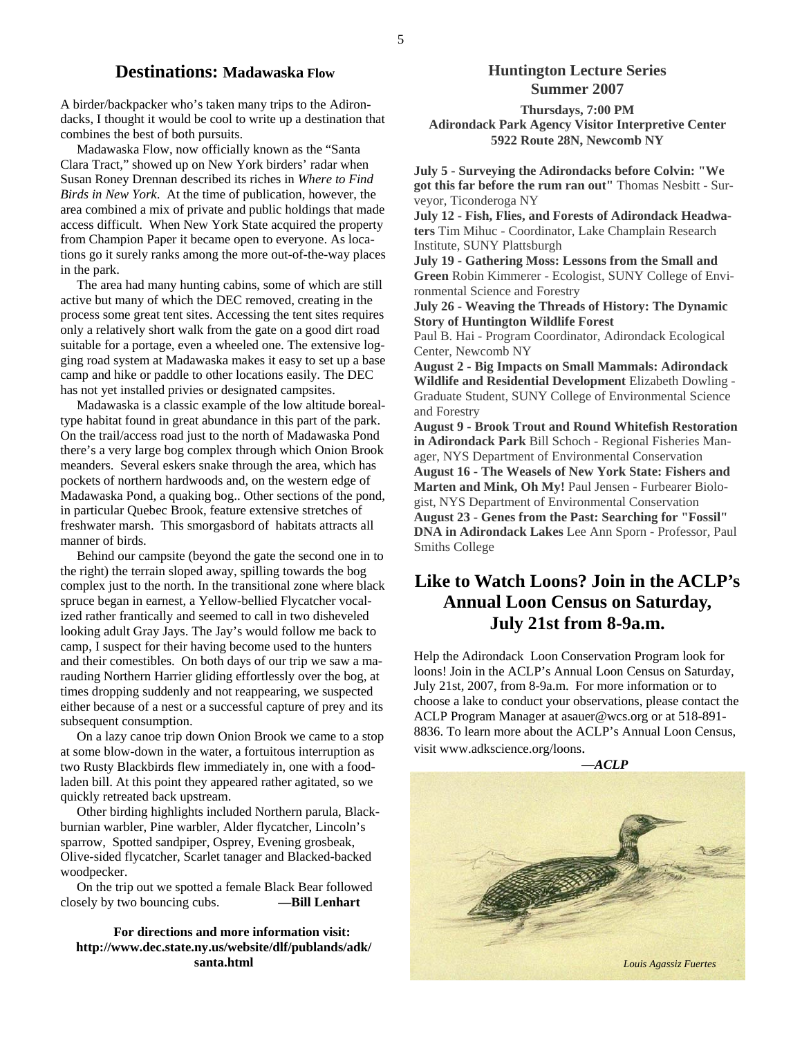## Destinations: Madawaska Flow

A birder/backpacker who's taken many trips to the Adirondacks, I thought it would be cool to write up a destination that combines the best of both pursuits.

Madawaska Flow, now officially known as the "Santa Clara Tract," showed up on New York birders' radar when Susan Roney Drennan described its riches in *Where to Find Birds in New York*. At the time of publication, however, the area combined a mix of private and public holdings that made access difficult. When New York State acquired the property from Champion Paper it became open to everyone. As locations go it surely ranks among the more out-of-the-way places in the park.

The area had many hunting cabins, some of which are still active but many of which the DEC removed, creating in the process some great tent sites. Accessing the tent sites requires only a relatively short walk from the gate on a good dirt road suitable for a portage, even a wheeled one. The extensive logging road system at Madawaska makes it easy to set up a base camp and hike or paddle to other locations easily. The DEC has not yet installed privies or designated campsites.

Madawaska is a classic example of the low altitude boreal-type habitat found in great abundance in this part of the park. On the trail/access road just to the north of Madawaska Pond there's a very large bog complex through which Onion Brook meanders. Several eskers snake through the area, which has pockets of northern hardwoods and, on the western edge of Madawaska Pond, a quaking bog.. Other sections of the pond, in particular Quebec Brook, feature extensive stretches of freshwater marsh. This smorgasbord of habitats attracts all manner of birds.

Behind our campsite (beyond the gate the second one in to the right) the terrain sloped away, spilling towards the bog complex just to the north. In the transitional zone where black spruce began in earnest, a Yellow-bellied Flycatcher vocalized rather frantically and seemed to call in two disheveled looking adult Gray Jays. The Jay's would follow me back to camp, I suspect for their having become used to the hunters and their comestibles. On both days of our trip we saw a marauding Northern Harrier gliding effortlessly over the bog, at times dropping suddenly and not reappearing, we suspected either because of a nest or a successful capture of prey and its subsequent consumption.

On a lazy canoe trip down Onion Brook we came to a stop at some blow-down in the water, a fortuitous interruption as two Rusty Blackbirds flew immediately in, one with a food-laden bill. At this point they appeared rather agitated, so we quickly retreated back upstream.

Other birding highlights included Northern parula, Blackburnian warbler, Pine warbler, Alder flycatcher, Lincoln's sparrow, Spotted sandpiper, Osprey, Evening grosbeak, Olive-sided flycatcher, Scarlet tanager and Blacked-backed woodpecker.

On the trip out we spotted a female Black Bear followed closely by two bouncing cubs. **—Bill Lenhart**

**For directions and more information visit: http://www.dec.state.ny.us/website/dlf/publands/adk/santa.html**

## Huntington Lecture Series Summer 2007

**Thursdays, 7:00 PM**
**Adirondack Park Agency Visitor Interpretive Center**
**5922 Route 28N, Newcomb NY**

**July 5 - Surveying the Adirondacks before Colvin: "We got this far before the rum ran out"** Thomas Nesbitt - Surveyor, Ticonderoga NY

**July 12 - Fish, Flies, and Forests of Adirondack Headwaters** Tim Mihuc - Coordinator, Lake Champlain Research Institute, SUNY Plattsburgh

**July 19 - Gathering Moss: Lessons from the Small and Green** Robin Kimmerer - Ecologist, SUNY College of Environmental Science and Forestry

**July 26 - Weaving the Threads of History: The Dynamic Story of Huntington Wildlife Forest**
Paul B. Hai - Program Coordinator, Adirondack Ecological Center, Newcomb NY

**August 2 - Big Impacts on Small Mammals: Adirondack Wildlife and Residential Development** Elizabeth Dowling - Graduate Student, SUNY College of Environmental Science and Forestry

**August 9 - Brook Trout and Round Whitefish Restoration in Adirondack Park** Bill Schoch - Regional Fisheries Manager, NYS Department of Environmental Conservation

**August 16 - The Weasels of New York State: Fishers and Marten and Mink, Oh My!** Paul Jensen - Furbearer Biologist, NYS Department of Environmental Conservation

**August 23 - Genes from the Past: Searching for "Fossil" DNA in Adirondack Lakes** Lee Ann Sporn - Professor, Paul Smiths College

## Like to Watch Loons? Join in the ACLP's Annual Loon Census on Saturday, July 21st from 8-9a.m.

Help the Adirondack Loon Conservation Program look for loons! Join in the ACLP's Annual Loon Census on Saturday, July 21st, 2007, from 8-9a.m. For more information or to choose a lake to conduct your observations, please contact the ACLP Program Manager at asauer@wcs.org or at 518-891-8836. To learn more about the ACLP's Annual Loon Census, visit www.adkscience.org/loons.

—*ACLP*

*Louis Agassiz Fuertes*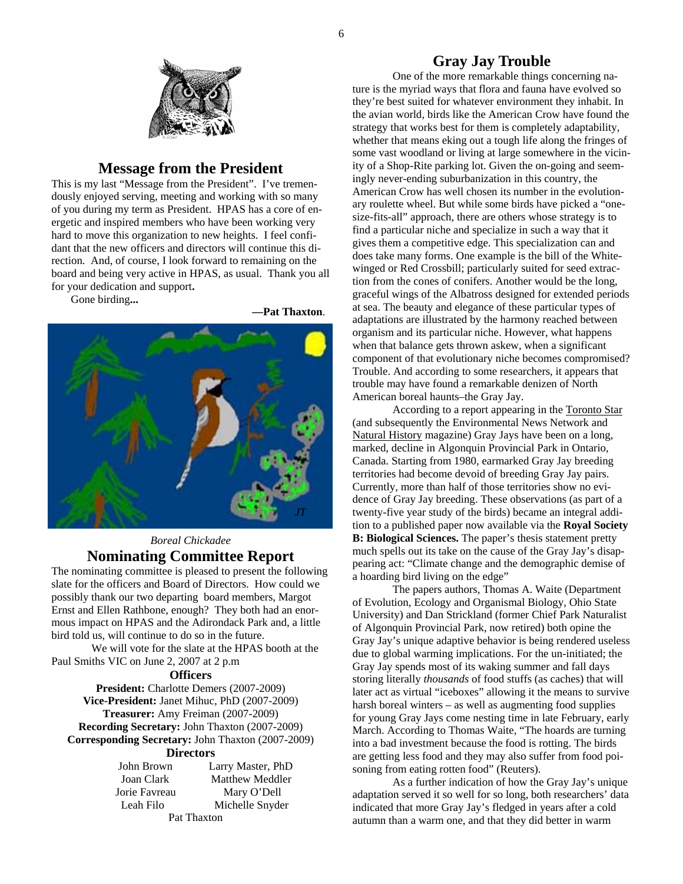## Message from the President

This is my last "Message from the President". I've tremendously enjoyed serving, meeting and working with so many of you during my term as President. HPAS has a core of energetic and inspired members who have been working very hard to move this organization to new heights. I feel confident that the new officers and directors will continue this direction. And, of course, I look forward to remaining on the board and being very active in HPAS, as usual. Thank you all for your dedication and support**.**

Gone birding**...**

**—Pat Thaxton**.

*Boreal Chickadee*

## Nominating Committee Report

The nominating committee is pleased to present the following slate for the officers and Board of Directors. How could we possibly thank our two departing board members, Margot Ernst and Ellen Rathbone, enough? They both had an enormous impact on HPAS and the Adirondack Park and, a little bird told us, will continue to do so in the future.

We will vote for the slate at the HPAS booth at the Paul Smiths VIC on June 2, 2007 at 2 p.m

### Officers

**President:** Charlotte Demers (2007-2009)
**Vice-President:** Janet Mihuc, PhD (2007-2009)
**Treasurer:** Amy Freiman (2007-2009)
**Recording Secretary:** John Thaxton (2007-2009)
**Corresponding Secretary:** John Thaxton (2007-2009)

### Directors

| | |
|---|---|
| John Brown | Larry Master, PhD |
| Joan Clark | Matthew Meddler |
| Jorie Favreau | Mary O'Dell |
| Leah Filo | Michelle Snyder |

Pat Thaxton

## Gray Jay Trouble

One of the more remarkable things concerning nature is the myriad ways that flora and fauna have evolved so they're best suited for whatever environment they inhabit. In the avian world, birds like the American Crow have found the strategy that works best for them is completely adaptability, whether that means eking out a tough life along the fringes of some vast woodland or living at large somewhere in the vicinity of a Shop-Rite parking lot. Given the on-going and seemingly never-ending suburbanization in this country, the American Crow has well chosen its number in the evolutionary roulette wheel. But while some birds have picked a "one-size-fits-all" approach, there are others whose strategy is to find a particular niche and specialize in such a way that it gives them a competitive edge. This specialization can and does take many forms. One example is the bill of the White-winged or Red Crossbill; particularly suited for seed extraction from the cones of conifers. Another would be the long, graceful wings of the Albatross designed for extended periods at sea. The beauty and elegance of these particular types of adaptations are illustrated by the harmony reached between organism and its particular niche. However, what happens when that balance gets thrown askew, when a significant component of that evolutionary niche becomes compromised? Trouble. And according to some researchers, it appears that trouble may have found a remarkable denizen of North American boreal haunts–the Gray Jay.

According to a report appearing in the Toronto Star (and subsequently the Environmental News Network and Natural History magazine) Gray Jays have been on a long, marked, decline in Algonquin Provincial Park in Ontario, Canada. Starting from 1980, earmarked Gray Jay breeding territories had become devoid of breeding Gray Jay pairs. Currently, more than half of those territories show no evidence of Gray Jay breeding. These observations (as part of a twenty-five year study of the birds) became an integral addition to a published paper now available via the **Royal Society B: Biological Sciences.** The paper's thesis statement pretty much spells out its take on the cause of the Gray Jay's disappearing act: "Climate change and the demographic demise of a hoarding bird living on the edge"

The papers authors, Thomas A. Waite (Department of Evolution, Ecology and Organismal Biology, Ohio State University) and Dan Strickland (former Chief Park Naturalist of Algonquin Provincial Park, now retired) both opine the Gray Jay's unique adaptive behavior is being rendered useless due to global warming implications. For the un-initiated; the Gray Jay spends most of its waking summer and fall days storing literally *thousands* of food stuffs (as caches) that will later act as virtual "iceboxes" allowing it the means to survive harsh boreal winters – as well as augmenting food supplies for young Gray Jays come nesting time in late February, early March. According to Thomas Waite, "The hoards are turning into a bad investment because the food is rotting. The birds are getting less food and they may also suffer from food poisoning from eating rotten food" (Reuters).

As a further indication of how the Gray Jay's unique adaptation served it so well for so long, both researchers' data indicated that more Gray Jay's fledged in years after a cold autumn than a warm one, and that they did better in warm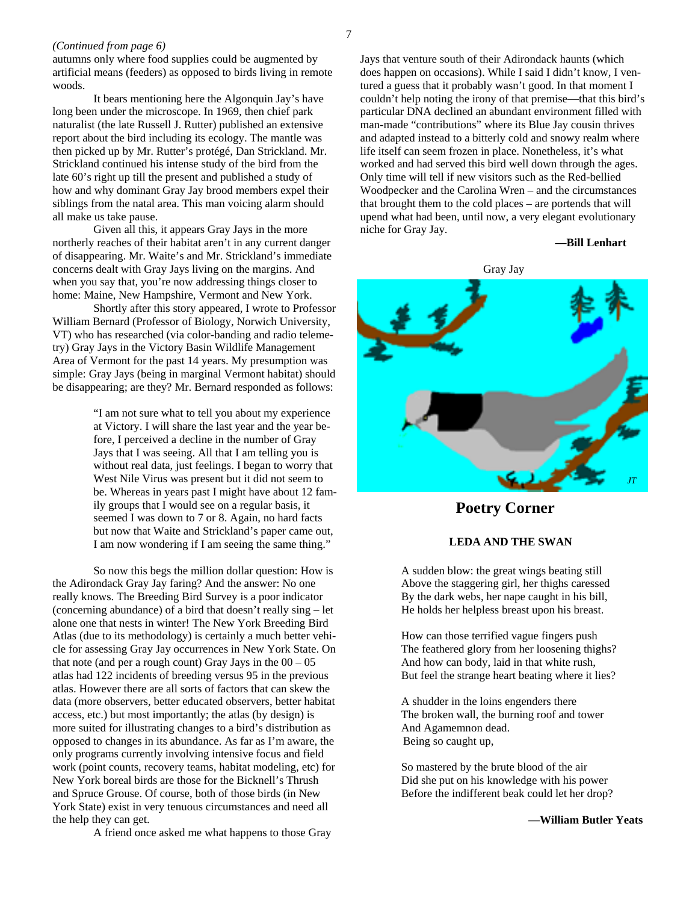*(Continued from page 6)*

autumns only where food supplies could be augmented by artificial means (feeders) as opposed to birds living in remote woods.

It bears mentioning here the Algonquin Jay's have long been under the microscope. In 1969, then chief park naturalist (the late Russell J. Rutter) published an extensive report about the bird including its ecology. The mantle was then picked up by Mr. Rutter's protégé, Dan Strickland. Mr. Strickland continued his intense study of the bird from the late 60's right up till the present and published a study of how and why dominant Gray Jay brood members expel their siblings from the natal area. This man voicing alarm should all make us take pause.

Given all this, it appears Gray Jays in the more northerly reaches of their habitat aren't in any current danger of disappearing. Mr. Waite's and Mr. Strickland's immediate concerns dealt with Gray Jays living on the margins. And when you say that, you're now addressing things closer to home: Maine, New Hampshire, Vermont and New York.

Shortly after this story appeared, I wrote to Professor William Bernard (Professor of Biology, Norwich University, VT) who has researched (via color-banding and radio telemetry) Gray Jays in the Victory Basin Wildlife Management Area of Vermont for the past 14 years. My presumption was simple: Gray Jays (being in marginal Vermont habitat) should be disappearing; are they? Mr. Bernard responded as follows:

> "I am not sure what to tell you about my experience at Victory. I will share the last year and the year before, I perceived a decline in the number of Gray Jays that I was seeing. All that I am telling you is without real data, just feelings. I began to worry that West Nile Virus was present but it did not seem to be. Whereas in years past I might have about 12 family groups that I would see on a regular basis, it seemed I was down to 7 or 8. Again, no hard facts but now that Waite and Strickland's paper came out, I am now wondering if I am seeing the same thing."

So now this begs the million dollar question: How is the Adirondack Gray Jay faring? And the answer: No one really knows. The Breeding Bird Survey is a poor indicator (concerning abundance) of a bird that doesn't really sing – let alone one that nests in winter! The New York Breeding Bird Atlas (due to its methodology) is certainly a much better vehicle for assessing Gray Jay occurrences in New York State. On that note (and per a rough count) Gray Jays in the 00 – 05 atlas had 122 incidents of breeding versus 95 in the previous atlas. However there are all sorts of factors that can skew the data (more observers, better educated observers, better habitat access, etc.) but most importantly; the atlas (by design) is more suited for illustrating changes to a bird's distribution as opposed to changes in its abundance. As far as I'm aware, the only programs currently involving intensive focus and field work (point counts, recovery teams, habitat modeling, etc) for New York boreal birds are those for the Bicknell's Thrush and Spruce Grouse. Of course, both of those birds (in New York State) exist in very tenuous circumstances and need all the help they can get.

A friend once asked me what happens to those Gray Jays that venture south of their Adirondack haunts (which does happen on occasions). While I said I didn't know, I ventured a guess that it probably wasn't good. In that moment I couldn't help noting the irony of that premise—that this bird's particular DNA declined an abundant environment filled with man-made "contributions" where its Blue Jay cousin thrives and adapted instead to a bitterly cold and snowy realm where life itself can seem frozen in place. Nonetheless, it's what worked and had served this bird well down through the ages. Only time will tell if new visitors such as the Red-bellied Woodpecker and the Carolina Wren – and the circumstances that brought them to the cold places – are portends that will upend what had been, until now, a very elegant evolutionary niche for Gray Jay.

**—Bill Lenhart**

Gray Jay

*JT*

## Poetry Corner

### LEDA AND THE SWAN

A sudden blow: the great wings beating still
Above the staggering girl, her thighs caressed
By the dark webs, her nape caught in his bill,
He holds her helpless breast upon his breast.

How can those terrified vague fingers push
The feathered glory from her loosening thighs?
And how can body, laid in that white rush,
But feel the strange heart beating where it lies?

A shudder in the loins engenders there
The broken wall, the burning roof and tower
And Agamemnon dead.
Being so caught up,

So mastered by the brute blood of the air
Did she put on his knowledge with his power
Before the indifferent beak could let her drop?

**—William Butler Yeats**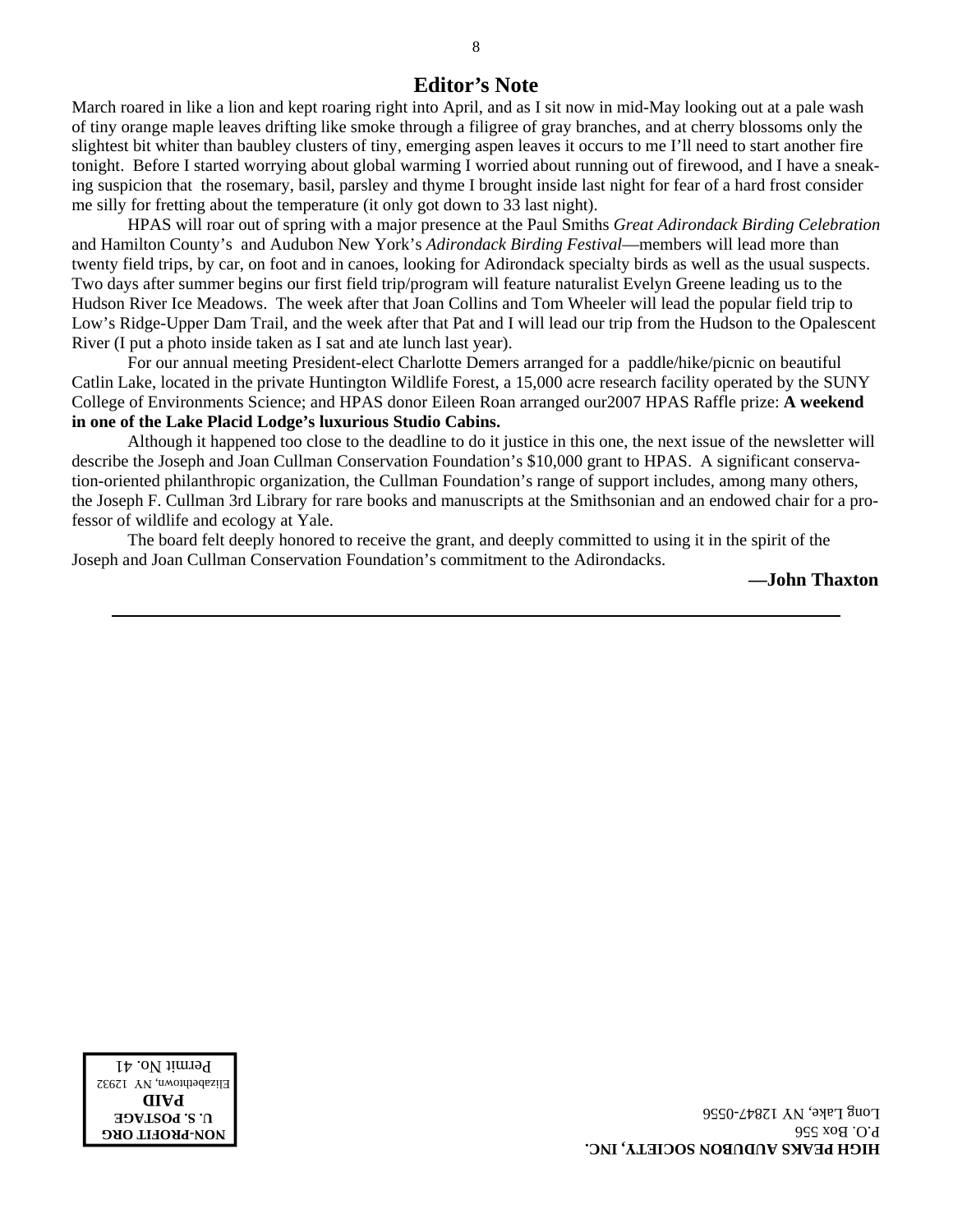## Editor's Note

March roared in like a lion and kept roaring right into April, and as I sit now in mid-May looking out at a pale wash of tiny orange maple leaves drifting like smoke through a filigree of gray branches, and at cherry blossoms only the slightest bit whiter than baubley clusters of tiny, emerging aspen leaves it occurs to me I'll need to start another fire tonight. Before I started worrying about global warming I worried about running out of firewood, and I have a sneaking suspicion that the rosemary, basil, parsley and thyme I brought inside last night for fear of a hard frost consider me silly for fretting about the temperature (it only got down to 33 last night).

HPAS will roar out of spring with a major presence at the Paul Smiths *Great Adirondack Birding Celebration* and Hamilton County's and Audubon New York's *Adirondack Birding Festival*—members will lead more than twenty field trips, by car, on foot and in canoes, looking for Adirondack specialty birds as well as the usual suspects. Two days after summer begins our first field trip/program will feature naturalist Evelyn Greene leading us to the Hudson River Ice Meadows. The week after that Joan Collins and Tom Wheeler will lead the popular field trip to Low's Ridge-Upper Dam Trail, and the week after that Pat and I will lead our trip from the Hudson to the Opalescent River (I put a photo inside taken as I sat and ate lunch last year).

For our annual meeting President-elect Charlotte Demers arranged for a paddle/hike/picnic on beautiful Catlin Lake, located in the private Huntington Wildlife Forest, a 15,000 acre research facility operated by the SUNY College of Environments Science; and HPAS donor Eileen Roan arranged our2007 HPAS Raffle prize: **A weekend in one of the Lake Placid Lodge's luxurious Studio Cabins.**

Although it happened too close to the deadline to do it justice in this one, the next issue of the newsletter will describe the Joseph and Joan Cullman Conservation Foundation's $10,000 grant to HPAS. A significant conservation-oriented philanthropic organization, the Cullman Foundation's range of support includes, among many others, the Joseph F. Cullman 3rd Library for rare books and manuscripts at the Smithsonian and an endowed chair for a professor of wildlife and ecology at Yale.

The board felt deeply honored to receive the grant, and deeply committed to using it in the spirit of the Joseph and Joan Cullman Conservation Foundation's commitment to the Adirondacks.

**—John Thaxton**

---

**HIGH PEAKS AUDUBON SOCIETY, INC.**
P.O. Box 556
Long Lake, NY 12847-0556

**NON-PROFIT ORG**
**U. S. POSTAGE**
**PAID**
Elizabethtown, NY 12932
Permit No. 41